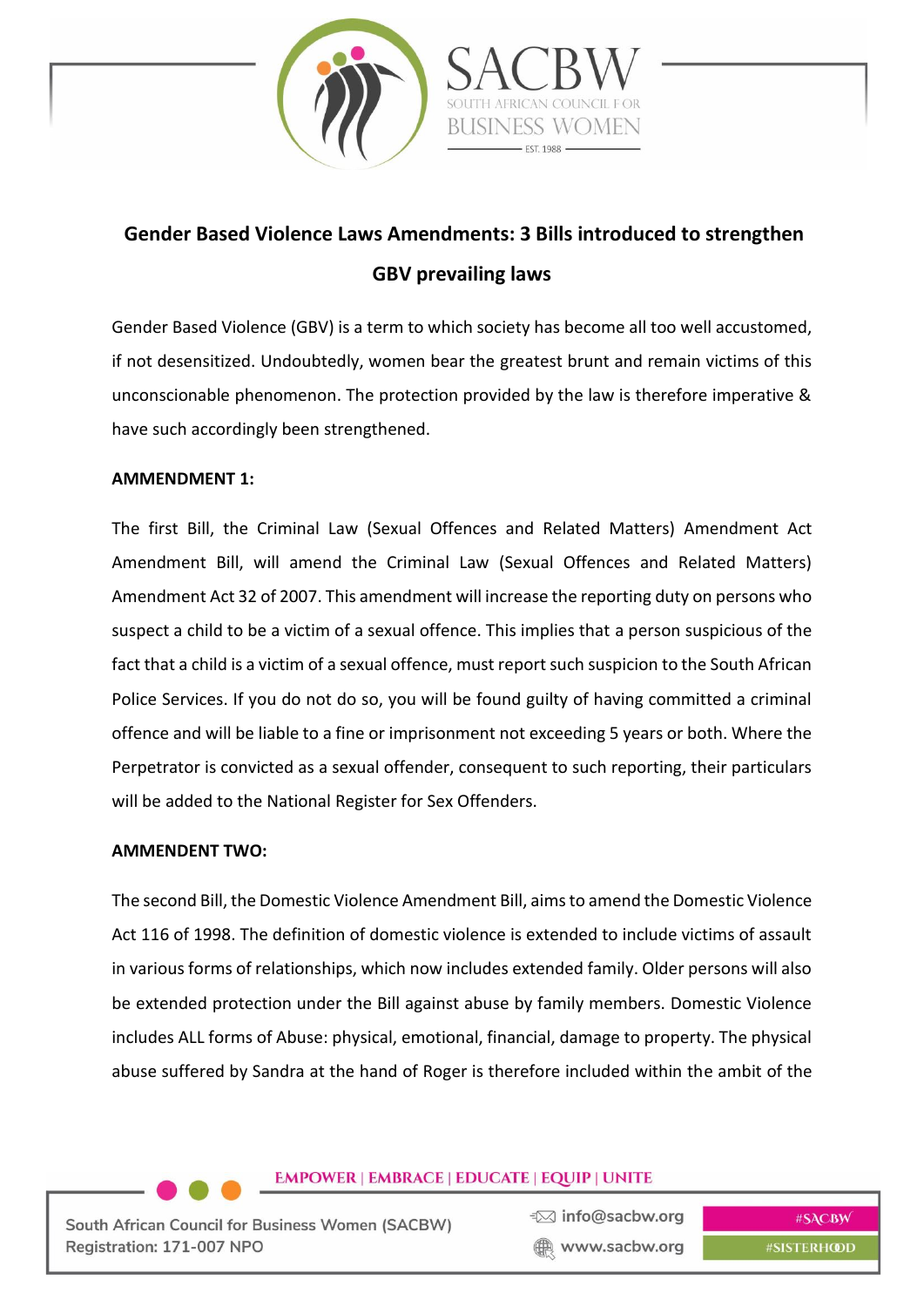## Gender Based Violence Laws Amendments: 3 Bills introduced to strengthen GBV prevailing laws

Gender Based Violence (GBV) is a term to which society has become all too well accustomed, if not desensitized. Undoubtedly, women bear the greatest brunt and remain victims of this unconscionable phenomenon. The protection provided by the law is therefore imperative & have such accordingly been strengthened.

**AMMENDMENT 1:**

The first Bill, the Criminal Law (Sexual Offences and Related Matters) Amendment Act Amendment Bill, will amend the Criminal Law (Sexual Offences and Related Matters) Amendment Act 32 of 2007. This amendment will increase the reporting duty on persons who suspect a child to be a victim of a sexual offence. This implies that a person suspicious of the fact that a child is a victim of a sexual offence, must report such suspicion to the South African Police Services. If you do not do so, you will be found guilty of having committed a criminal offence and will be liable to a fine or imprisonment not exceeding 5 years or both. Where the Perpetrator is convicted as a sexual offender, consequent to such reporting, their particulars will be added to the National Register for Sex Offenders.

**AMMENDENT TWO:**

The second Bill, the Domestic Violence Amendment Bill, aims to amend the Domestic Violence Act 116 of 1998. The definition of domestic violence is extended to include victims of assault in various forms of relationships, which now includes extended family. Older persons will also be extended protection under the Bill against abuse by family members. Domestic Violence includes ALL forms of Abuse: physical, emotional, financial, damage to property. The physical abuse suffered by Sandra at the hand of Roger is therefore included within the ambit of the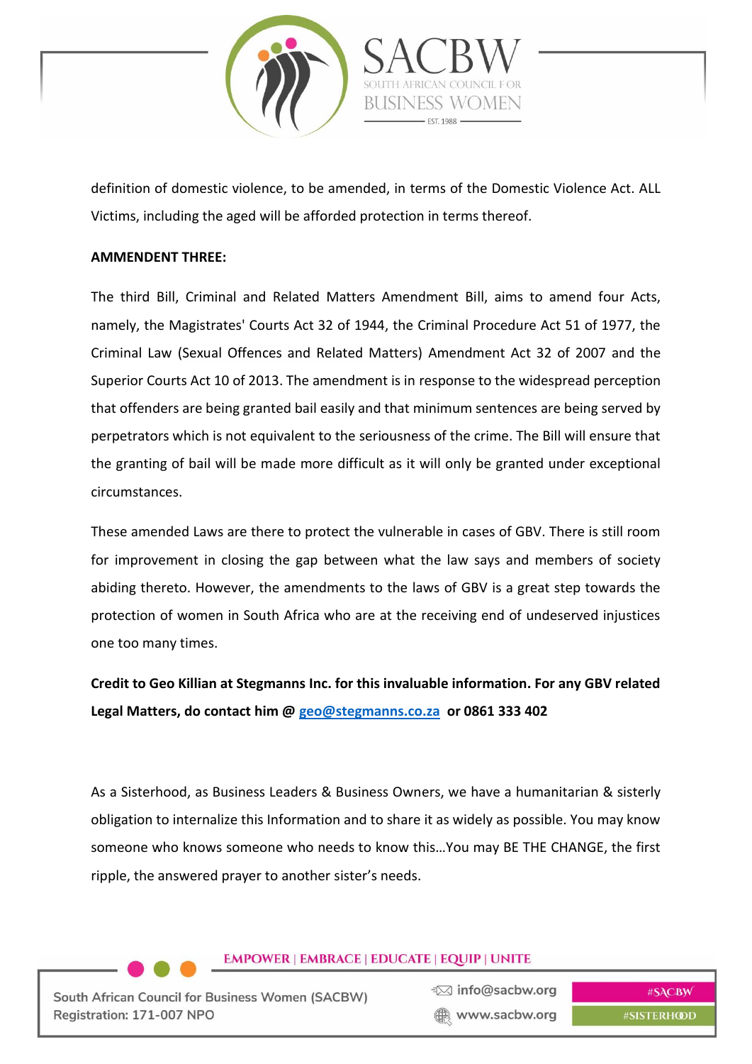definition of domestic violence, to be amended, in terms of the Domestic Violence Act. ALL Victims, including the aged will be afforded protection in terms thereof.

**AMMENDENT THREE:**

The third Bill, Criminal and Related Matters Amendment Bill, aims to amend four Acts, namely, the Magistrates' Courts Act 32 of 1944, the Criminal Procedure Act 51 of 1977, the Criminal Law (Sexual Offences and Related Matters) Amendment Act 32 of 2007 and the Superior Courts Act 10 of 2013. The amendment is in response to the widespread perception that offenders are being granted bail easily and that minimum sentences are being served by perpetrators which is not equivalent to the seriousness of the crime. The Bill will ensure that the granting of bail will be made more difficult as it will only be granted under exceptional circumstances.

These amended Laws are there to protect the vulnerable in cases of GBV. There is still room for improvement in closing the gap between what the law says and members of society abiding thereto. However, the amendments to the laws of GBV is a great step towards the protection of women in South Africa who are at the receiving end of undeserved injustices one too many times.

**Credit to Geo Killian at Stegmanns Inc. for this invaluable information. For any GBV related Legal Matters, do contact him @ geo@stegmanns.co.za or 0861 333 402**

As a Sisterhood, as Business Leaders & Business Owners, we have a humanitarian & sisterly obligation to internalize this Information and to share it as widely as possible. You may know someone who knows someone who needs to know this…You may BE THE CHANGE, the first ripple, the answered prayer to another sister's needs.